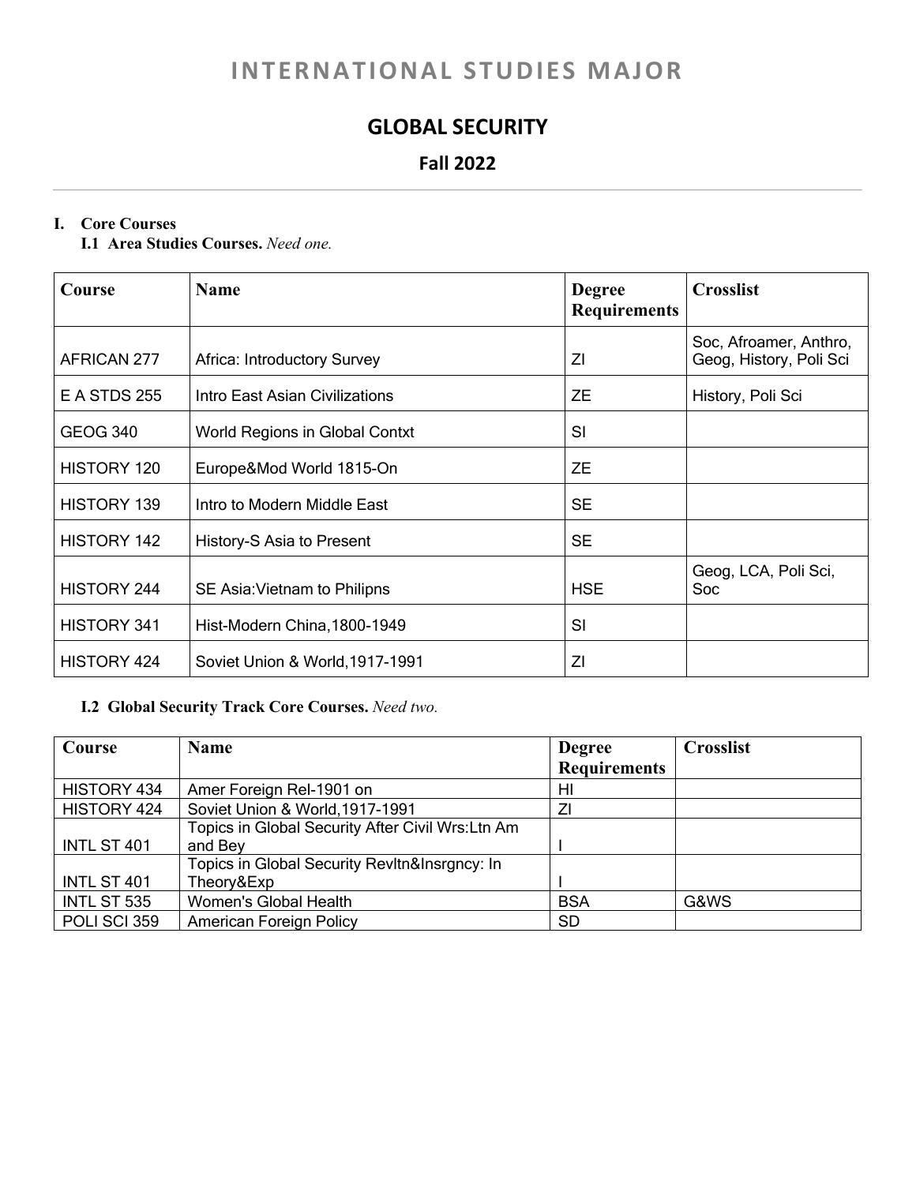# INTERNATIONAL STUDIES MAJOR

## GLOBAL SECURITY

### Fall 2022

**I. Core Courses**

**I.1 Area Studies Courses.** *Need one.*

| Course | Name | Degree Requirements | Crosslist |
| --- | --- | --- | --- |
| AFRICAN 277 | Africa: Introductory Survey | ZI | Soc, Afroamer, Anthro, Geog, History, Poli Sci |
| E A STDS 255 | Intro East Asian Civilizations | ZE | History, Poli Sci |
| GEOG 340 | World Regions in Global Contxt | SI | |
| HISTORY 120 | Europe&Mod World 1815-On | ZE | |
| HISTORY 139 | Intro to Modern Middle East | SE | |
| HISTORY 142 | History-S Asia to Present | SE | |
| HISTORY 244 | SE Asia:Vietnam to Philipns | HSE | Geog, LCA, Poli Sci, Soc |
| HISTORY 341 | Hist-Modern China,1800-1949 | SI | |
| HISTORY 424 | Soviet Union & World,1917-1991 | ZI | |

**I.2 Global Security Track Core Courses.** *Need two.*

| Course | Name | Degree Requirements | Crosslist |
| --- | --- | --- | --- |
| HISTORY 434 | Amer Foreign Rel-1901 on | HI | |
| HISTORY 424 | Soviet Union & World,1917-1991 | ZI | |
| INTL ST 401 | Topics in Global Security After Civil Wrs:Ltn Am and Bey | I | |
| INTL ST 401 | Topics in Global Security Revltn&Insrgncy: In Theory&Exp | I | |
| INTL ST 535 | Women's Global Health | BSA | G&WS |
| POLI SCI 359 | American Foreign Policy | SD | |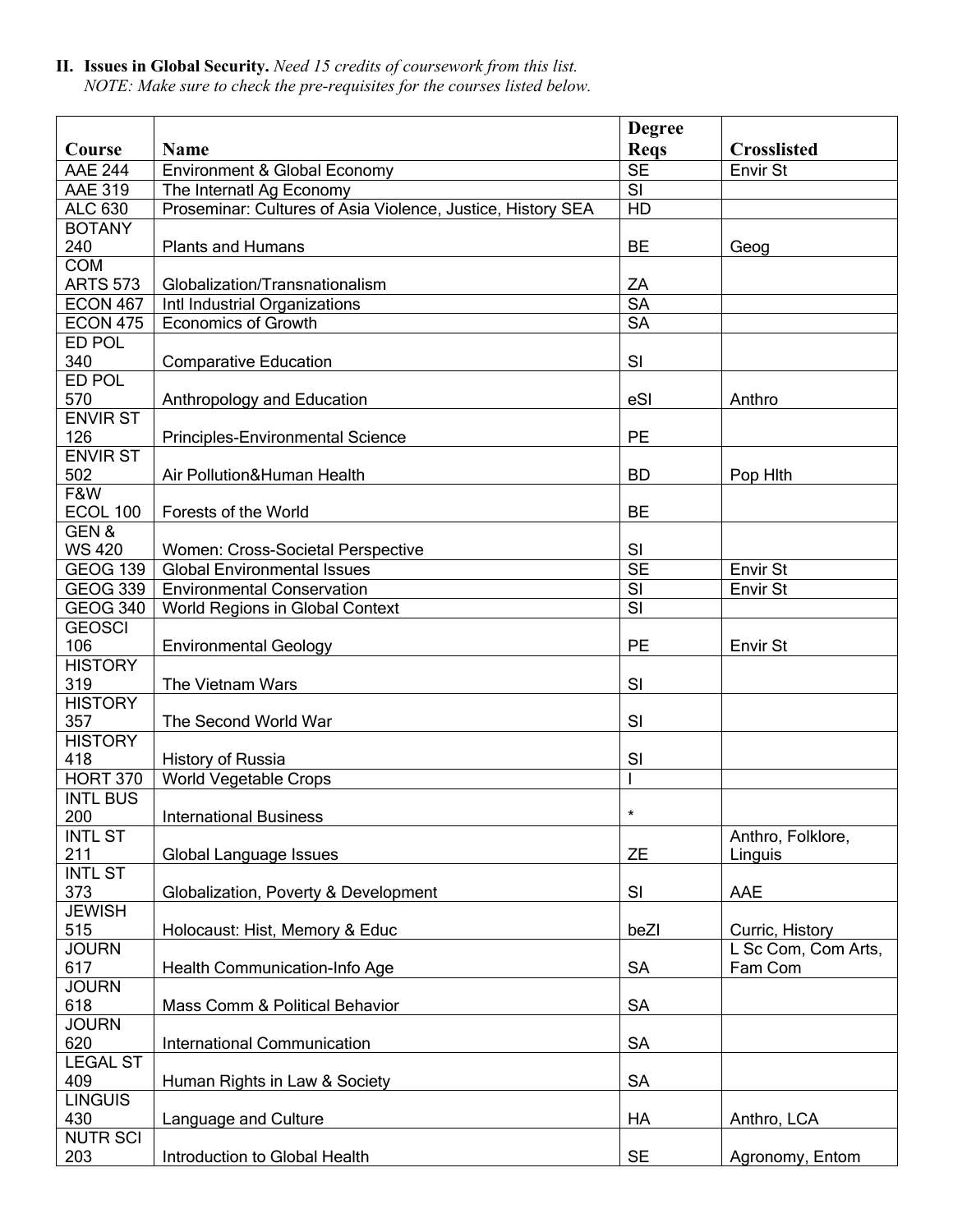**II. Issues in Global Security.** *Need 15 credits of coursework from this list.*
*NOTE: Make sure to check the pre-requisites for the courses listed below.*

| Course | Name | Degree Reqs | Crosslisted |
|---|---|---|---|
| AAE 244 | Environment & Global Economy | SE | Envir St |
| AAE 319 | The Internatl Ag Economy | SI | |
| ALC 630 | Proseminar: Cultures of Asia Violence, Justice, History SEA | HD | |
| BOTANY 240 | Plants and Humans | BE | Geog |
| COM ARTS 573 | Globalization/Transnationalism | ZA | |
| ECON 467 | Intl Industrial Organizations | SA | |
| ECON 475 | Economics of Growth | SA | |
| ED POL 340 | Comparative Education | SI | |
| ED POL 570 | Anthropology and Education | eSI | Anthro |
| ENVIR ST 126 | Principles-Environmental Science | PE | |
| ENVIR ST 502 | Air Pollution&Human Health | BD | Pop Hlth |
| F&W ECOL 100 | Forests of the World | BE | |
| GEN & WS 420 | Women: Cross-Societal Perspective | SI | |
| GEOG 139 | Global Environmental Issues | SE | Envir St |
| GEOG 339 | Environmental Conservation | SI | Envir St |
| GEOG 340 | World Regions in Global Context | SI | |
| GEOSCI 106 | Environmental Geology | PE | Envir St |
| HISTORY 319 | The Vietnam Wars | SI | |
| HISTORY 357 | The Second World War | SI | |
| HISTORY 418 | History of Russia | SI | |
| HORT 370 | World Vegetable Crops | I | |
| INTL BUS 200 | International Business | * | |
| INTL ST 211 | Global Language Issues | ZE | Anthro, Folklore, Linguis |
| INTL ST 373 | Globalization, Poverty & Development | SI | AAE |
| JEWISH 515 | Holocaust: Hist, Memory & Educ | beZI | Curric, History |
| JOURN 617 | Health Communication-Info Age | SA | L Sc Com, Com Arts, Fam Com |
| JOURN 618 | Mass Comm & Political Behavior | SA | |
| JOURN 620 | International Communication | SA | |
| LEGAL ST 409 | Human Rights in Law & Society | SA | |
| LINGUIS 430 | Language and Culture | HA | Anthro, LCA |
| NUTR SCI 203 | Introduction to Global Health | SE | Agronomy, Entom |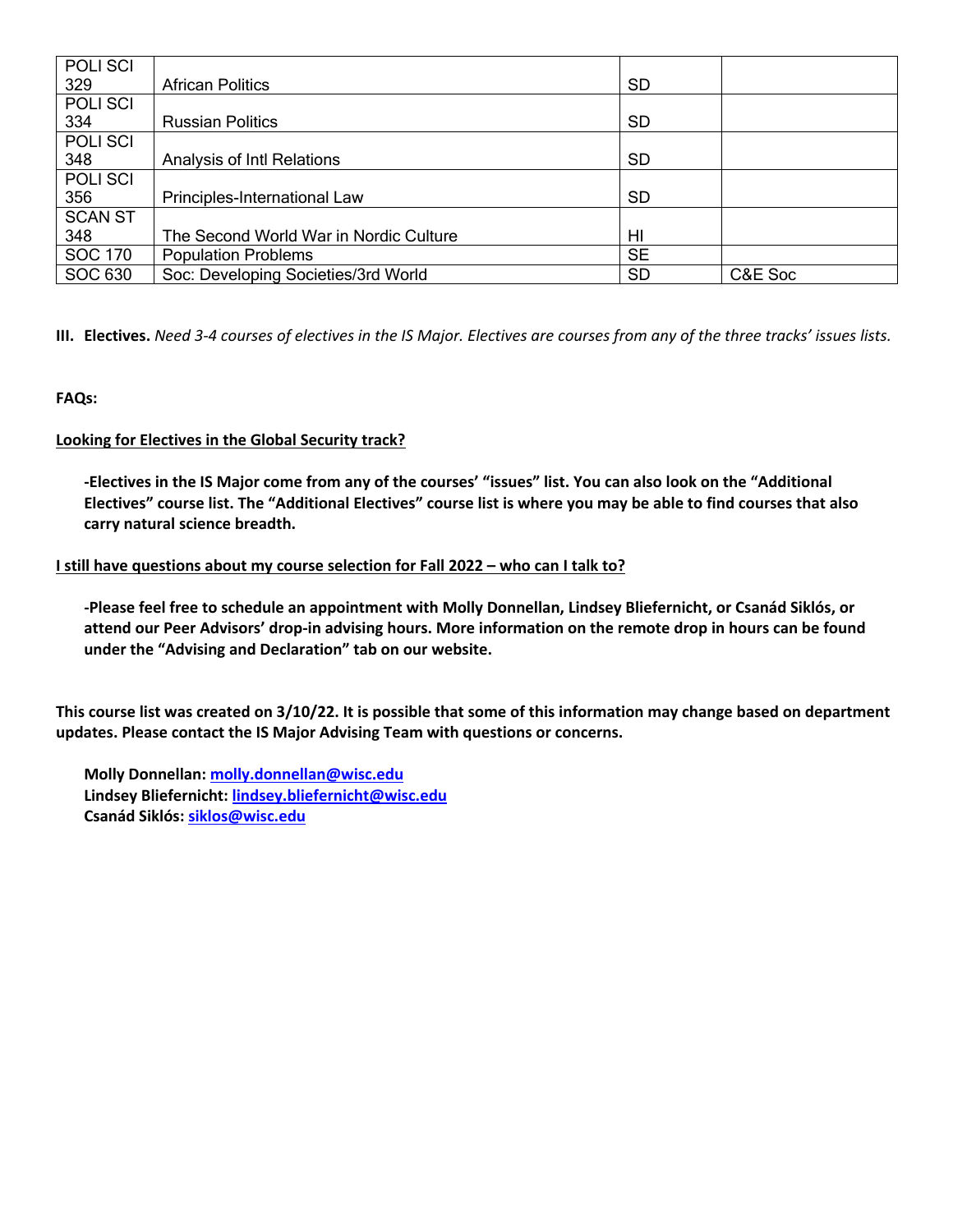| | | | |
|---|---|---|---|
| POLI SCI 329 | African Politics | SD | |
| POLI SCI 334 | Russian Politics | SD | |
| POLI SCI 348 | Analysis of Intl Relations | SD | |
| POLI SCI 356 | Principles-International Law | SD | |
| SCAN ST 348 | The Second World War in Nordic Culture | HI | |
| SOC 170 | Population Problems | SE | |
| SOC 630 | Soc: Developing Societies/3rd World | SD | C&E Soc |

**III. Electives.** *Need 3-4 courses of electives in the IS Major. Electives are courses from any of the three tracks' issues lists.*

**FAQs:**

**Looking for Electives in the Global Security track?**

**-Electives in the IS Major come from any of the courses' "issues" list. You can also look on the "Additional Electives" course list. The "Additional Electives" course list is where you may be able to find courses that also carry natural science breadth.**

**I still have questions about my course selection for Fall 2022 – who can I talk to?**

**-Please feel free to schedule an appointment with Molly Donnellan, Lindsey Bliefernicht, or Csanád Siklós, or attend our Peer Advisors' drop-in advising hours. More information on the remote drop in hours can be found under the "Advising and Declaration" tab on our website.**

**This course list was created on 3/10/22. It is possible that some of this information may change based on department updates. Please contact the IS Major Advising Team with questions or concerns.**

**Molly Donnellan: molly.donnellan@wisc.edu**
**Lindsey Bliefernicht: lindsey.bliefernicht@wisc.edu**
**Csanád Siklós: siklos@wisc.edu**